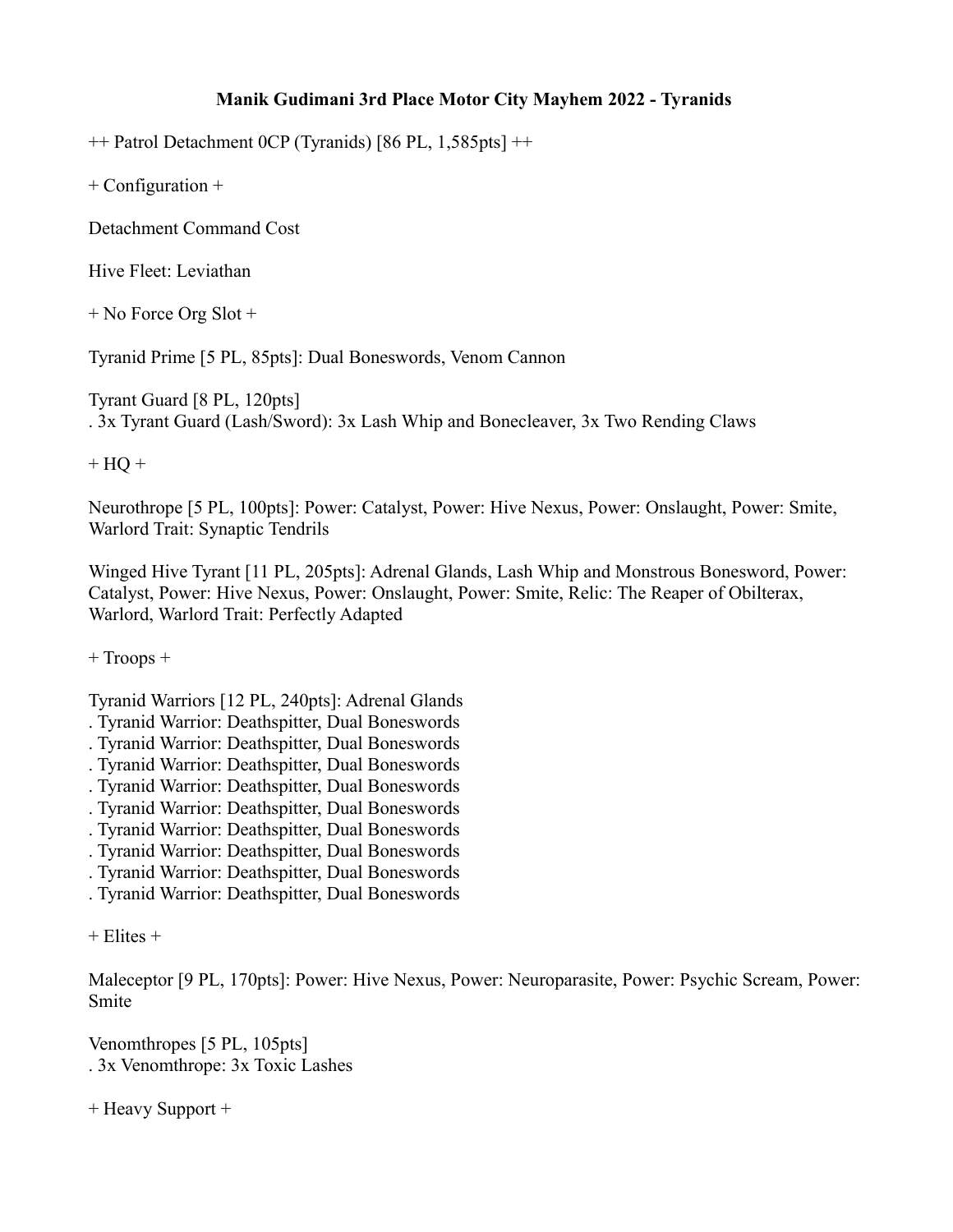**Manik Gudimani 3rd Place Motor City Mayhem 2022 - Tyranids**

++ Patrol Detachment 0CP (Tyranids) [86 PL, 1,585pts] ++

+ Configuration +

Detachment Command Cost

Hive Fleet: Leviathan

+ No Force Org Slot +

Tyranid Prime [5 PL, 85pts]: Dual Boneswords, Venom Cannon

Tyrant Guard [8 PL, 120pts]
. 3x Tyrant Guard (Lash/Sword): 3x Lash Whip and Bonecleaver, 3x Two Rending Claws

+ HQ +

Neurothrope [5 PL, 100pts]: Power: Catalyst, Power: Hive Nexus, Power: Onslaught, Power: Smite, Warlord Trait: Synaptic Tendrils

Winged Hive Tyrant [11 PL, 205pts]: Adrenal Glands, Lash Whip and Monstrous Bonesword, Power: Catalyst, Power: Hive Nexus, Power: Onslaught, Power: Smite, Relic: The Reaper of Obilterax, Warlord, Warlord Trait: Perfectly Adapted

+ Troops +

Tyranid Warriors [12 PL, 240pts]: Adrenal Glands
. Tyranid Warrior: Deathspitter, Dual Boneswords
. Tyranid Warrior: Deathspitter, Dual Boneswords
. Tyranid Warrior: Deathspitter, Dual Boneswords
. Tyranid Warrior: Deathspitter, Dual Boneswords
. Tyranid Warrior: Deathspitter, Dual Boneswords
. Tyranid Warrior: Deathspitter, Dual Boneswords
. Tyranid Warrior: Deathspitter, Dual Boneswords
. Tyranid Warrior: Deathspitter, Dual Boneswords
. Tyranid Warrior: Deathspitter, Dual Boneswords

+ Elites +

Maleceptor [9 PL, 170pts]: Power: Hive Nexus, Power: Neuroparasite, Power: Psychic Scream, Power: Smite

Venomthropes [5 PL, 105pts]
. 3x Venomthrope: 3x Toxic Lashes

+ Heavy Support +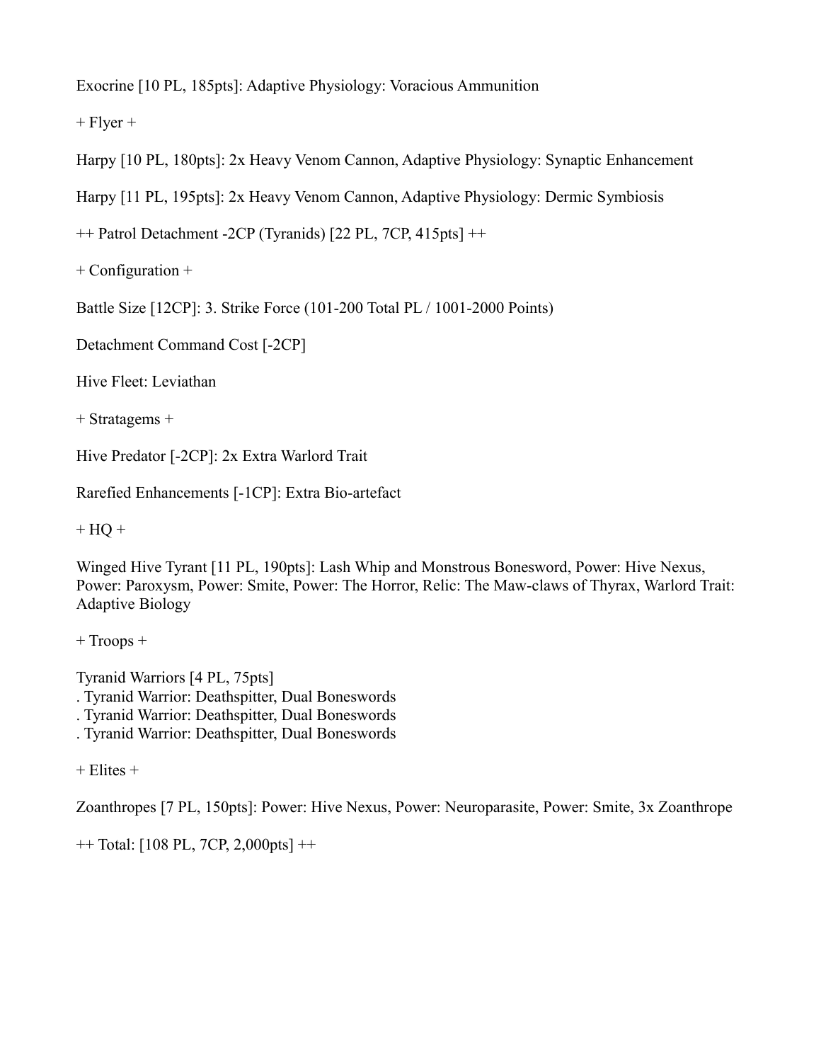Exocrine [10 PL, 185pts]: Adaptive Physiology: Voracious Ammunition

+ Flyer +

Harpy [10 PL, 180pts]: 2x Heavy Venom Cannon, Adaptive Physiology: Synaptic Enhancement

Harpy [11 PL, 195pts]: 2x Heavy Venom Cannon, Adaptive Physiology: Dermic Symbiosis

++ Patrol Detachment -2CP (Tyranids) [22 PL, 7CP, 415pts] ++

+ Configuration +

Battle Size [12CP]: 3. Strike Force (101-200 Total PL / 1001-2000 Points)

Detachment Command Cost [-2CP]

Hive Fleet: Leviathan

+ Stratagems +

Hive Predator [-2CP]: 2x Extra Warlord Trait

Rarefied Enhancements [-1CP]: Extra Bio-artefact

+ HQ +

Winged Hive Tyrant [11 PL, 190pts]: Lash Whip and Monstrous Bonesword, Power: Hive Nexus, Power: Paroxysm, Power: Smite, Power: The Horror, Relic: The Maw-claws of Thyrax, Warlord Trait: Adaptive Biology

+ Troops +

Tyranid Warriors [4 PL, 75pts]
. Tyranid Warrior: Deathspitter, Dual Boneswords
. Tyranid Warrior: Deathspitter, Dual Boneswords
. Tyranid Warrior: Deathspitter, Dual Boneswords

+ Elites +

Zoanthropes [7 PL, 150pts]: Power: Hive Nexus, Power: Neuroparasite, Power: Smite, 3x Zoanthrope

++ Total: [108 PL, 7CP, 2,000pts] ++